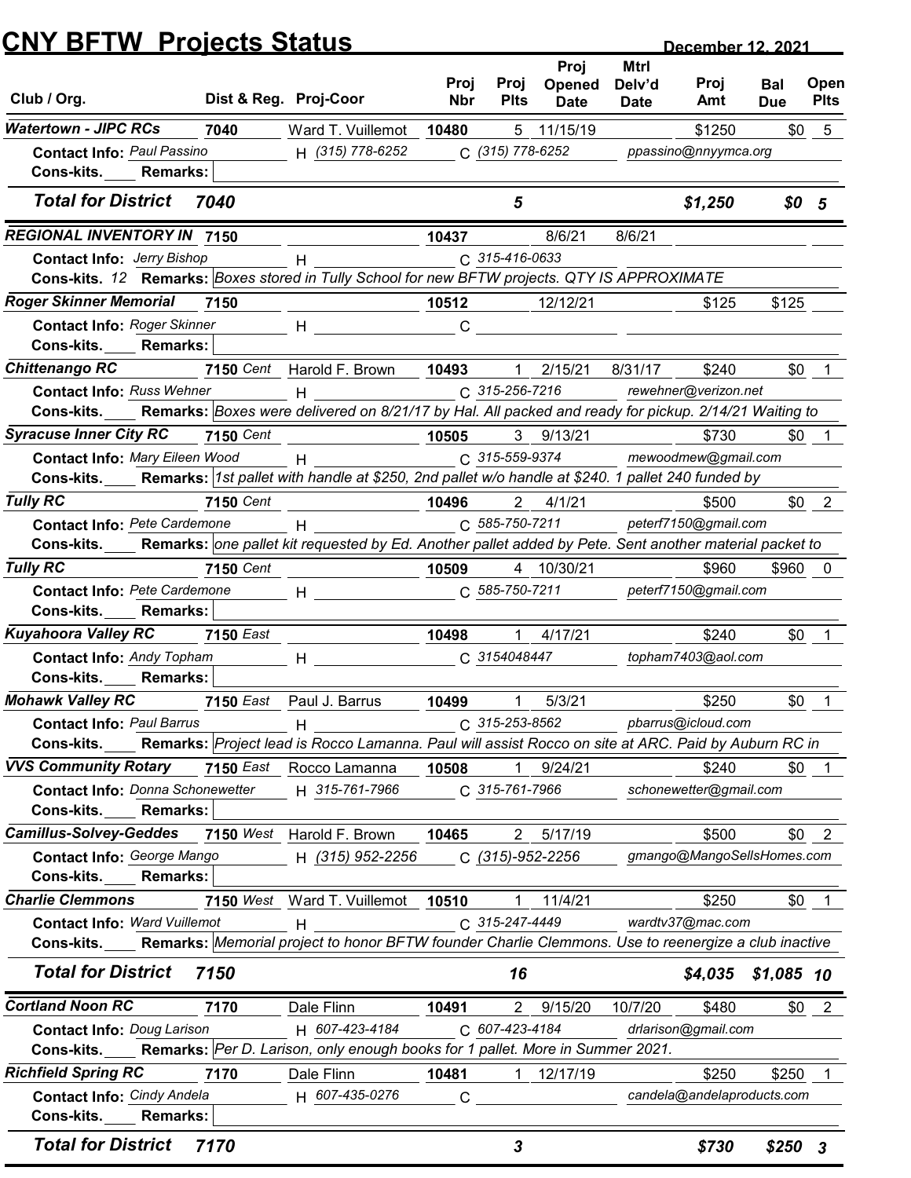# CNY BFTW Projects Status

December 12, 2021

| Club / Org. | Dist & Reg. | Proj-Coor | Proj Nbr | Proj Plts | Proj Opened Date | Mtrl Delv'd Date | Proj Amt | Bal Due | Open Plts |
|---|---|---|---|---|---|---|---|---|---|
| **Watertown - JIPC RCs** | 7040 | Ward T. Vuillemot | 10480 | 5 | 11/15/19 | | $1250 | $0 | 5 |
| Contact Info: Paul Passino | | H (315) 778-6252 | C (315) 778-6252 | | | ppassino@nnyymca.org | | | |
| Cons-kits. Remarks: | | | | | | | | | |
| **Total for District** | **7040** | | | **5** | | | **$1,250** | **$0** | **5** |
| **REGIONAL INVENTORY IN** | 7150 | | 10437 | | 8/6/21 | 8/6/21 | | | |
| Contact Info: Jerry Bishop | | H | C 315-416-0633 | | | | | | |
| Cons-kits. 12 Remarks: Boxes stored in Tully School for new BFTW projects. QTY IS APPROXIMATE | | | | | | | | | |
| **Roger Skinner Memorial** | 7150 | | 10512 | | 12/12/21 | | $125 | $125 | |
| Contact Info: Roger Skinner | | H | C | | | | | | |
| Cons-kits. Remarks: | | | | | | | | | |
| **Chittenango RC** | 7150 Cent | Harold F. Brown | 10493 | 1 | 2/15/21 | 8/31/17 | $240 | $0 | 1 |
| Contact Info: Russ Wehner | | H | C 315-256-7216 | | | rewehner@verizon.net | | | |
| Cons-kits. Remarks: Boxes were delivered on 8/21/17 by Hal. All packed and ready for pickup. 2/14/21 Waiting to | | | | | | | | | |
| **Syracuse Inner City RC** | 7150 Cent | | 10505 | 3 | 9/13/21 | | $730 | $0 | 1 |
| Contact Info: Mary Eileen Wood | | H | C 315-559-9374 | | | mewoodmew@gmail.com | | | |
| Cons-kits. Remarks: 1st pallet with handle at $250, 2nd pallet w/o handle at $240. 1 pallet 240 funded by | | | | | | | | | |
| **Tully RC** | 7150 Cent | | 10496 | 2 | 4/1/21 | | $500 | $0 | 2 |
| Contact Info: Pete Cardemone | | H | C 585-750-7211 | | | peterf7150@gmail.com | | | |
| Cons-kits. Remarks: one pallet kit requested by Ed. Another pallet added by Pete. Sent another material packet to | | | | | | | | | |
| **Tully RC** | 7150 Cent | | 10509 | 4 | 10/30/21 | | $960 | $960 | 0 |
| Contact Info: Pete Cardemone | | H | C 585-750-7211 | | | peterf7150@gmail.com | | | |
| Cons-kits. Remarks: | | | | | | | | | |
| **Kuyahoora Valley RC** | 7150 East | | 10498 | 1 | 4/17/21 | | $240 | $0 | 1 |
| Contact Info: Andy Topham | | H | C 3154048447 | | | topham7403@aol.com | | | |
| Cons-kits. Remarks: | | | | | | | | | |
| **Mohawk Valley RC** | 7150 East | Paul J. Barrus | 10499 | 1 | 5/3/21 | | $250 | $0 | 1 |
| Contact Info: Paul Barrus | | H | C 315-253-8562 | | | pbarrus@icloud.com | | | |
| Cons-kits. Remarks: Project lead is Rocco Lamanna. Paul will assist Rocco on site at ARC. Paid by Auburn RC in | | | | | | | | | |
| **VVS Community Rotary** | 7150 East | Rocco Lamanna | 10508 | 1 | 9/24/21 | | $240 | $0 | 1 |
| Contact Info: Donna Schonewetter | | H 315-761-7966 | C 315-761-7966 | | | schonewetter@gmail.com | | | |
| Cons-kits. Remarks: | | | | | | | | | |
| **Camillus-Solvey-Geddes** | 7150 West | Harold F. Brown | 10465 | 2 | 5/17/19 | | $500 | $0 | 2 |
| Contact Info: George Mango | | H (315) 952-2256 | C (315)-952-2256 | | | gmango@MangoSellsHomes.com | | | |
| Cons-kits. Remarks: | | | | | | | | | |
| **Charlie Clemmons** | 7150 West | Ward T. Vuillemot | 10510 | 1 | 11/4/21 | | $250 | $0 | 1 |
| Contact Info: Ward Vuillemot | | H | C 315-247-4449 | | | wardtv37@mac.com | | | |
| Cons-kits. Remarks: Memorial project to honor BFTW founder Charlie Clemmons. Use to reenergize a club inactive | | | | | | | | | |
| **Total for District** | **7150** | | | **16** | | | **$4,035** | **$1,085** | **10** |
| **Cortland Noon RC** | 7170 | Dale Flinn | 10491 | 2 | 9/15/20 | 10/7/20 | $480 | $0 | 2 |
| Contact Info: Doug Larison | | H 607-423-4184 | C 607-423-4184 | | | drlarison@gmail.com | | | |
| Cons-kits. Remarks: Per D. Larison, only enough books for 1 pallet. More in Summer 2021. | | | | | | | | | |
| **Richfield Spring RC** | 7170 | Dale Flinn | 10481 | 1 | 12/17/19 | | $250 | $250 | 1 |
| Contact Info: Cindy Andela | | H 607-435-0276 | C | | | candela@andelaproducts.com | | | |
| Cons-kits. Remarks: | | | | | | | | | |
| **Total for District** | **7170** | | | **3** | | | **$730** | **$250** | **3** |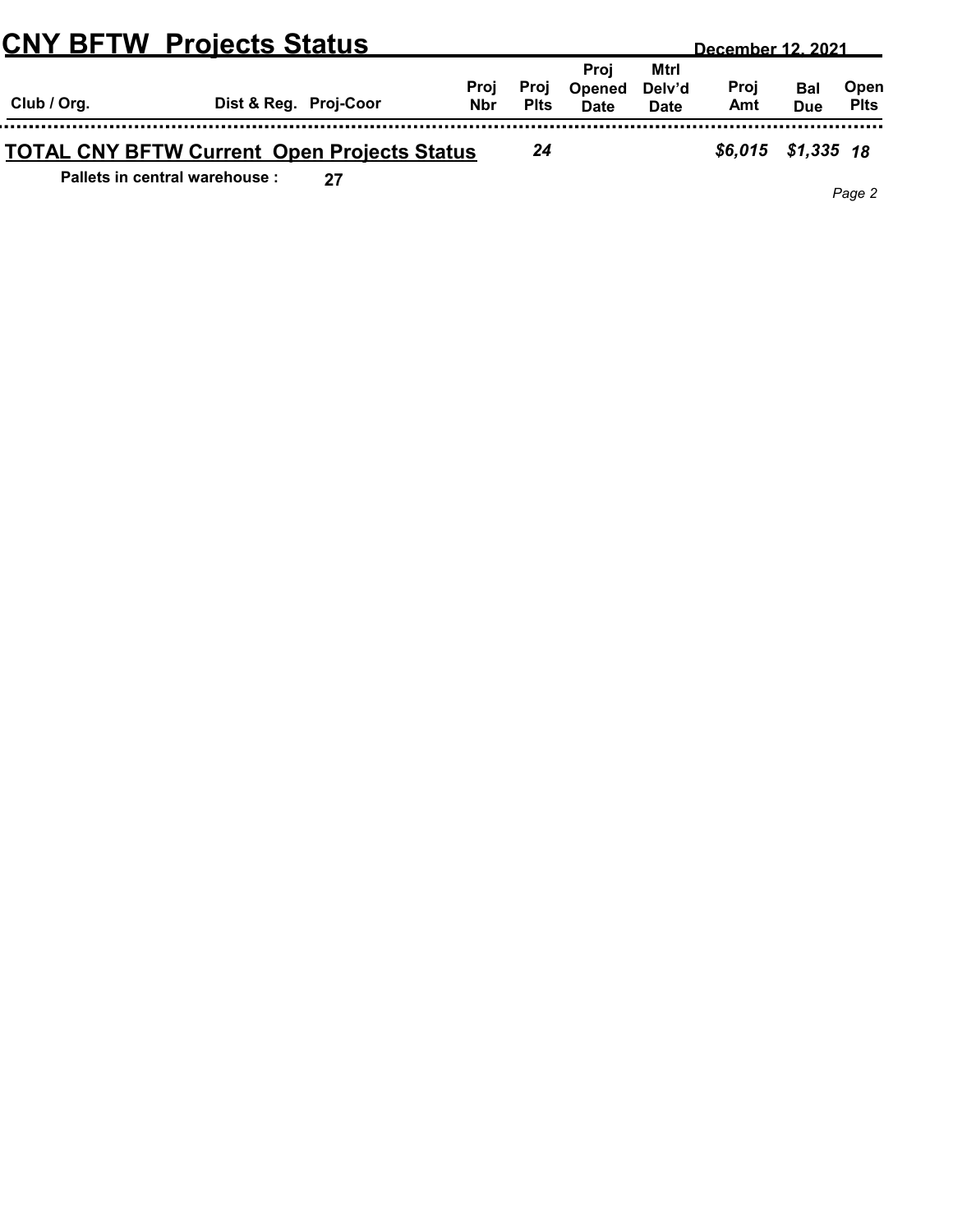# CNY BFTW Projects Status

**December 12, 2021**

| Club / Org. | Dist & Reg. | Proj-Coor | Proj Nbr | Proj Plts | Proj Opened Date | Mtrl Delv'd Date | Proj Amt | Bal Due | Open Plts |
|---|---|---|---|---|---|---|---|---|---|
| **TOTAL CNY BFTW Current Open Projects Status** | | | | *24* | | | *$6,015* | *$1,335* | *18* |

**Pallets in central warehouse :** **27**